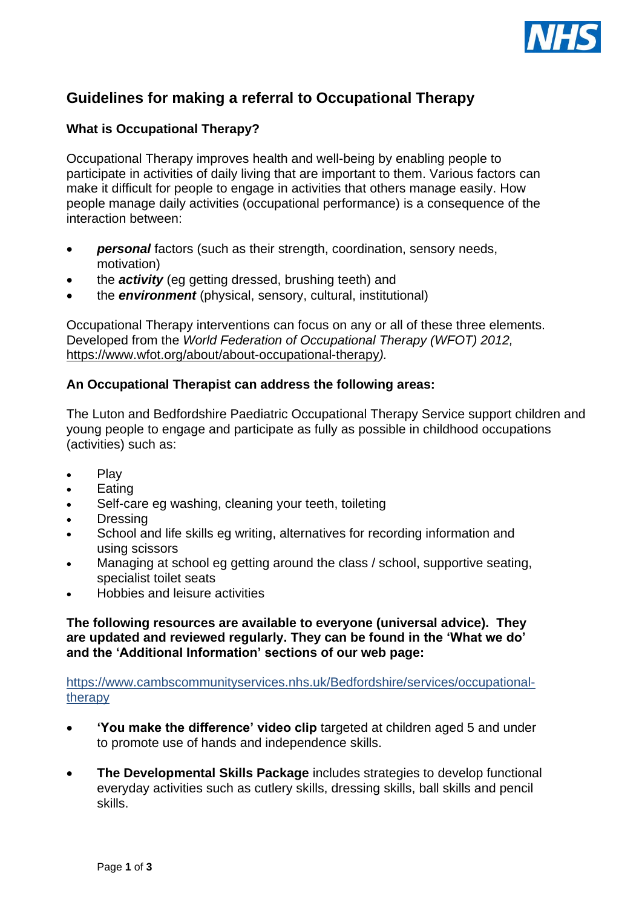# Guidelines for making a referral to Occupational Therapy

### What is Occupational Therapy?

Occupational Therapy improves health and well-being by enabling people to participate in activities of daily living that are important to them. Various factors can make it difficult for people to engage in activities that others manage easily. How people manage daily activities (occupational performance) is a consequence of the interaction between:

- ***personal*** factors (such as their strength, coordination, sensory needs, motivation)
- the ***activity*** (eg getting dressed, brushing teeth) and
- the ***environment*** (physical, sensory, cultural, institutional)

Occupational Therapy interventions can focus on any or all of these three elements. Developed from the *World Federation of Occupational Therapy (WFOT) 2012,* https://www.wfot.org/about/about-occupational-therapy*).*

### An Occupational Therapist can address the following areas:

The Luton and Bedfordshire Paediatric Occupational Therapy Service support children and young people to engage and participate as fully as possible in childhood occupations (activities) such as:

- Play
- Eating
- Self-care eg washing, cleaning your teeth, toileting
- Dressing
- School and life skills eg writing, alternatives for recording information and using scissors
- Managing at school eg getting around the class / school, supportive seating, specialist toilet seats
- Hobbies and leisure activities

**The following resources are available to everyone (universal advice). They are updated and reviewed regularly. They can be found in the 'What we do' and the 'Additional Information' sections of our web page:**

https://www.cambscommunityservices.nhs.uk/Bedfordshire/services/occupational-therapy

- **'You make the difference' video clip** targeted at children aged 5 and under to promote use of hands and independence skills.

- **The Developmental Skills Package** includes strategies to develop functional everyday activities such as cutlery skills, dressing skills, ball skills and pencil skills.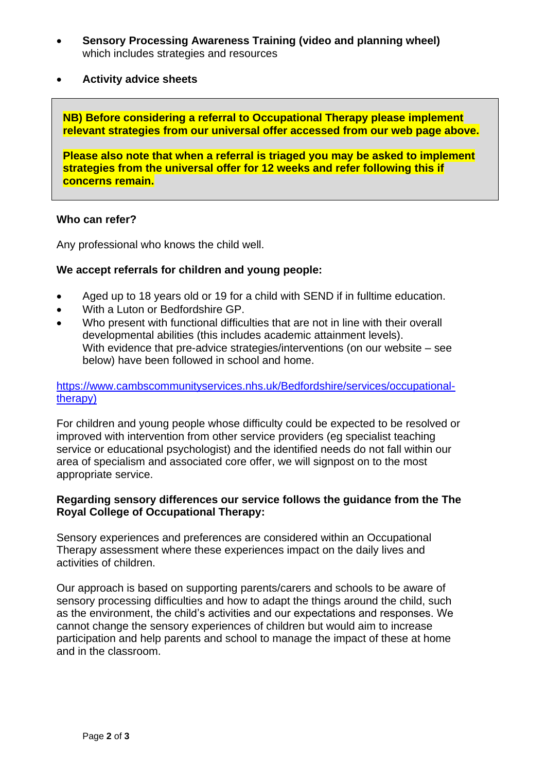- **Sensory Processing Awareness Training (video and planning wheel)** which includes strategies and resources

- **Activity advice sheets**

**NB) Before considering a referral to Occupational Therapy please implement relevant strategies from our universal offer accessed from our web page above.**

**Please also note that when a referral is triaged you may be asked to implement strategies from the universal offer for 12 weeks and refer following this if concerns remain.**

**Who can refer?**

Any professional who knows the child well.

**We accept referrals for children and young people:**

- Aged up to 18 years old or 19 for a child with SEND if in fulltime education.
- With a Luton or Bedfordshire GP.
- Who present with functional difficulties that are not in line with their overall developmental abilities (this includes academic attainment levels). With evidence that pre-advice strategies/interventions (on our website – see below) have been followed in school and home.

[https://www.cambscommunityservices.nhs.uk/Bedfordshire/services/occupational-therapy)](https://www.cambscommunityservices.nhs.uk/Bedfordshire/services/occupational-therapy)

For children and young people whose difficulty could be expected to be resolved or improved with intervention from other service providers (eg specialist teaching service or educational psychologist) and the identified needs do not fall within our area of specialism and associated core offer, we will signpost on to the most appropriate service.

**Regarding sensory differences our service follows the guidance from the The Royal College of Occupational Therapy:**

Sensory experiences and preferences are considered within an Occupational Therapy assessment where these experiences impact on the daily lives and activities of children.

Our approach is based on supporting parents/carers and schools to be aware of sensory processing difficulties and how to adapt the things around the child, such as the environment, the child's activities and our expectations and responses. We cannot change the sensory experiences of children but would aim to increase participation and help parents and school to manage the impact of these at home and in the classroom.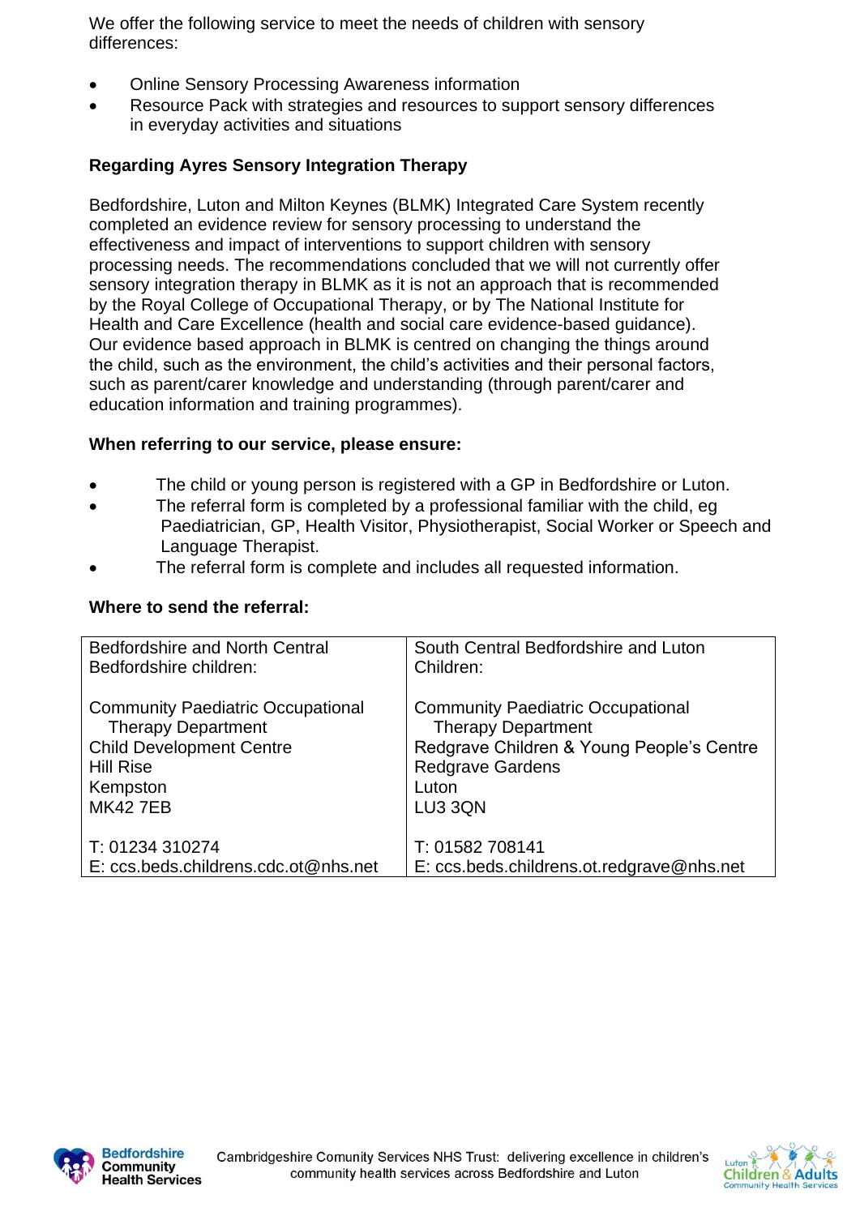We offer the following service to meet the needs of children with sensory differences:

- Online Sensory Processing Awareness information
- Resource Pack with strategies and resources to support sensory differences in everyday activities and situations

**Regarding Ayres Sensory Integration Therapy**

Bedfordshire, Luton and Milton Keynes (BLMK) Integrated Care System recently completed an evidence review for sensory processing to understand the effectiveness and impact of interventions to support children with sensory processing needs. The recommendations concluded that we will not currently offer sensory integration therapy in BLMK as it is not an approach that is recommended by the Royal College of Occupational Therapy, or by The National Institute for Health and Care Excellence (health and social care evidence-based guidance). Our evidence based approach in BLMK is centred on changing the things around the child, such as the environment, the child's activities and their personal factors, such as parent/carer knowledge and understanding (through parent/carer and education information and training programmes).

**When referring to our service, please ensure:**

- The child or young person is registered with a GP in Bedfordshire or Luton.
- The referral form is completed by a professional familiar with the child, eg Paediatrician, GP, Health Visitor, Physiotherapist, Social Worker or Speech and Language Therapist.
- The referral form is complete and includes all requested information.

**Where to send the referral:**

| | |
|---|---|
| Bedfordshire and North Central Bedfordshire children:<br><br>Community Paediatric Occupational Therapy Department<br>Child Development Centre<br>Hill Rise<br>Kempston<br>MK42 7EB<br><br>T: 01234 310274<br>E: ccs.beds.childrens.cdc.ot@nhs.net | South Central Bedfordshire and Luton Children:<br><br>Community Paediatric Occupational Therapy Department<br>Redgrave Children & Young People's Centre<br>Redgrave Gardens<br>Luton<br>LU3 3QN<br><br>T: 01582 708141<br>E: ccs.beds.childrens.ot.redgrave@nhs.net |